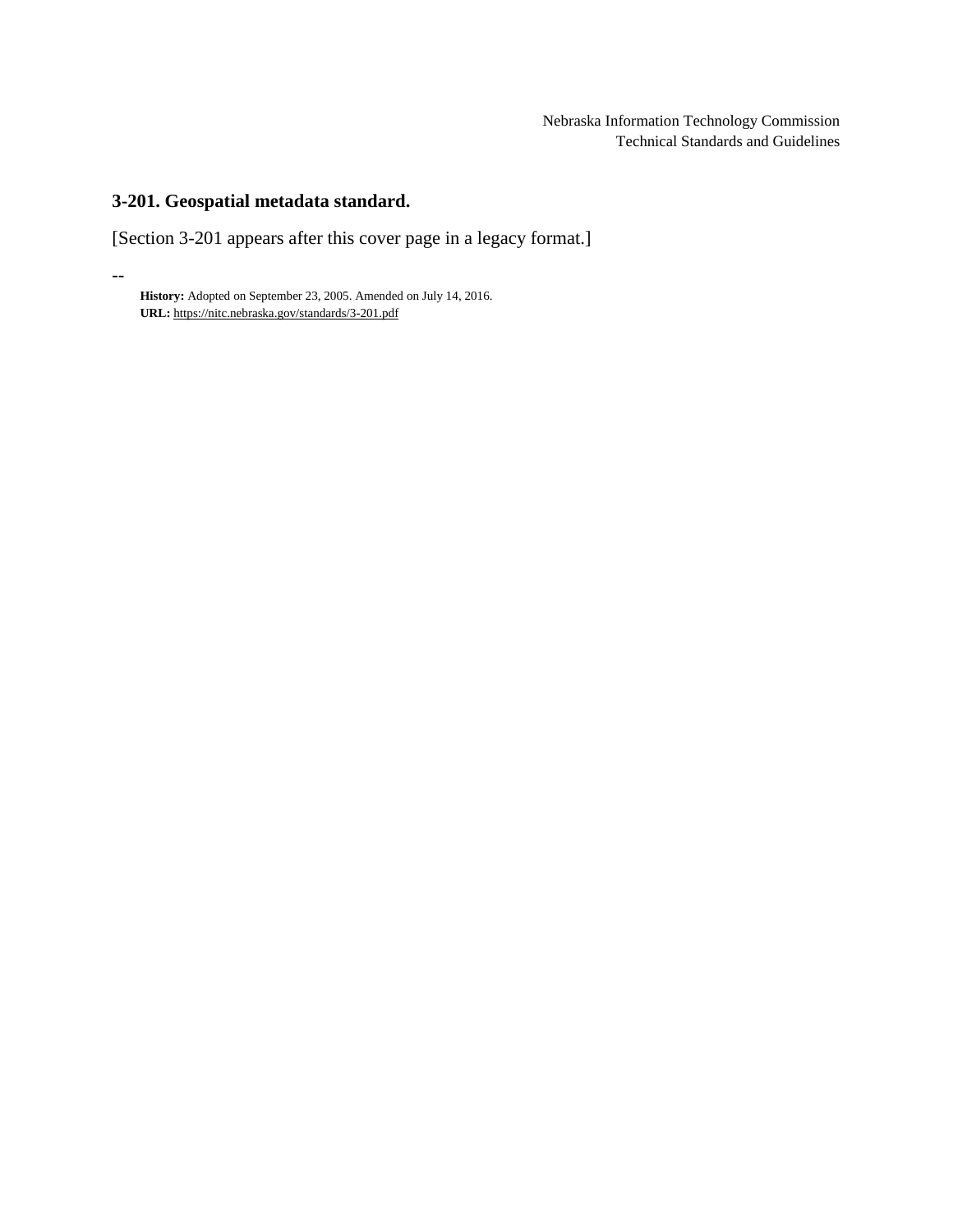Nebraska Information Technology Commission
Technical Standards and Guidelines

## 3-201. Geospatial metadata standard.

[Section 3-201 appears after this cover page in a legacy format.]

--

**History:** Adopted on September 23, 2005. Amended on July 14, 2016.
**URL:** https://nitc.nebraska.gov/standards/3-201.pdf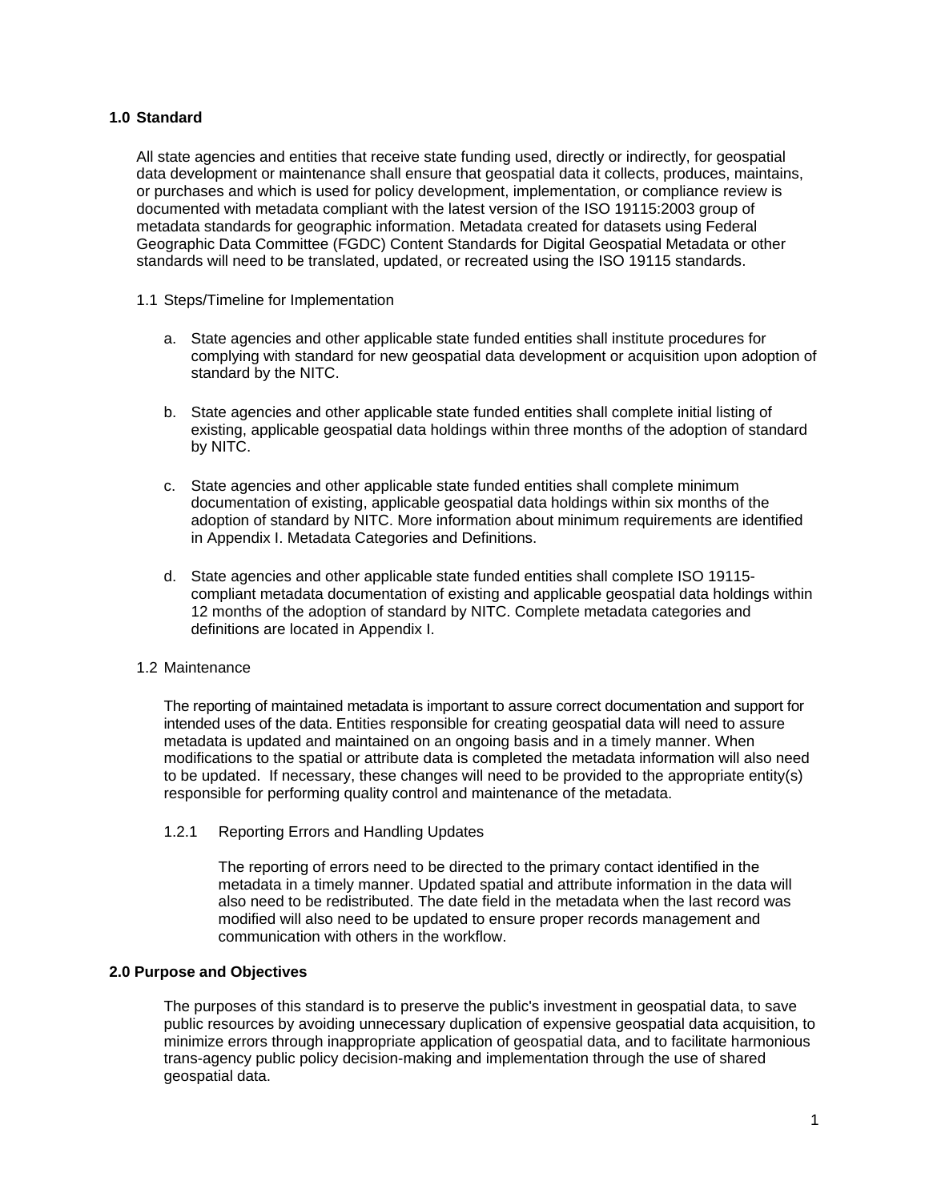## 1.0 Standard

All state agencies and entities that receive state funding used, directly or indirectly, for geospatial data development or maintenance shall ensure that geospatial data it collects, produces, maintains, or purchases and which is used for policy development, implementation, or compliance review is documented with metadata compliant with the latest version of the ISO 19115:2003 group of metadata standards for geographic information. Metadata created for datasets using Federal Geographic Data Committee (FGDC) Content Standards for Digital Geospatial Metadata or other standards will need to be translated, updated, or recreated using the ISO 19115 standards.

### 1.1 Steps/Timeline for Implementation

a. State agencies and other applicable state funded entities shall institute procedures for complying with standard for new geospatial data development or acquisition upon adoption of standard by the NITC.

b. State agencies and other applicable state funded entities shall complete initial listing of existing, applicable geospatial data holdings within three months of the adoption of standard by NITC.

c. State agencies and other applicable state funded entities shall complete minimum documentation of existing, applicable geospatial data holdings within six months of the adoption of standard by NITC. More information about minimum requirements are identified in Appendix I. Metadata Categories and Definitions.

d. State agencies and other applicable state funded entities shall complete ISO 19115-compliant metadata documentation of existing and applicable geospatial data holdings within 12 months of the adoption of standard by NITC. Complete metadata categories and definitions are located in Appendix I.

### 1.2 Maintenance

The reporting of maintained metadata is important to assure correct documentation and support for intended uses of the data. Entities responsible for creating geospatial data will need to assure metadata is updated and maintained on an ongoing basis and in a timely manner. When modifications to the spatial or attribute data is completed the metadata information will also need to be updated. If necessary, these changes will need to be provided to the appropriate entity(s) responsible for performing quality control and maintenance of the metadata.

#### 1.2.1 Reporting Errors and Handling Updates

The reporting of errors need to be directed to the primary contact identified in the metadata in a timely manner. Updated spatial and attribute information in the data will also need to be redistributed. The date field in the metadata when the last record was modified will also need to be updated to ensure proper records management and communication with others in the workflow.

## 2.0 Purpose and Objectives

The purposes of this standard is to preserve the public's investment in geospatial data, to save public resources by avoiding unnecessary duplication of expensive geospatial data acquisition, to minimize errors through inappropriate application of geospatial data, and to facilitate harmonious trans-agency public policy decision-making and implementation through the use of shared geospatial data.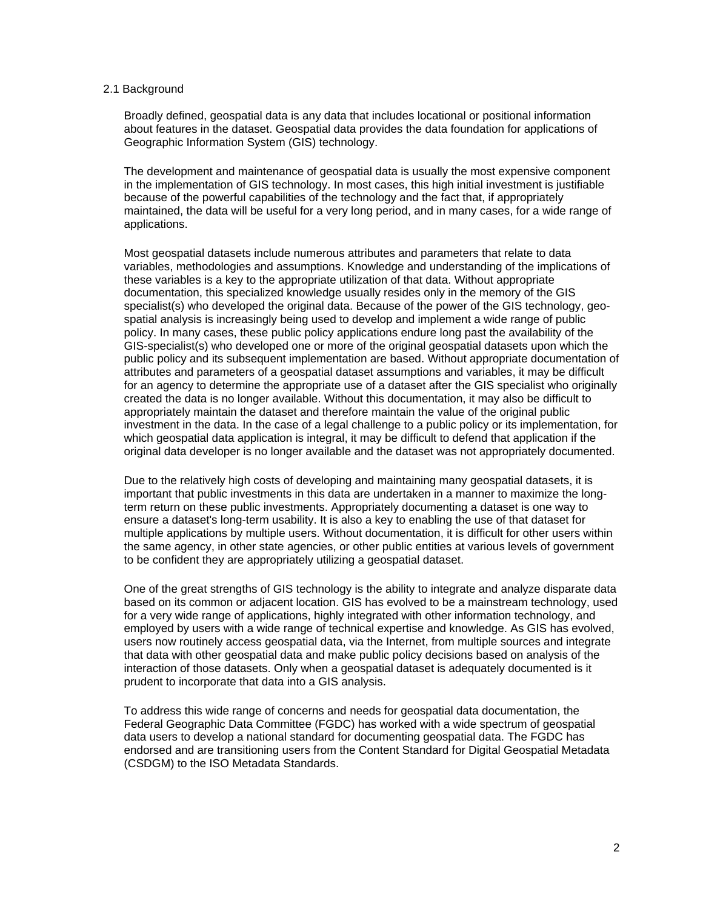## 2.1 Background

Broadly defined, geospatial data is any data that includes locational or positional information about features in the dataset. Geospatial data provides the data foundation for applications of Geographic Information System (GIS) technology.

The development and maintenance of geospatial data is usually the most expensive component in the implementation of GIS technology. In most cases, this high initial investment is justifiable because of the powerful capabilities of the technology and the fact that, if appropriately maintained, the data will be useful for a very long period, and in many cases, for a wide range of applications.

Most geospatial datasets include numerous attributes and parameters that relate to data variables, methodologies and assumptions. Knowledge and understanding of the implications of these variables is a key to the appropriate utilization of that data. Without appropriate documentation, this specialized knowledge usually resides only in the memory of the GIS specialist(s) who developed the original data. Because of the power of the GIS technology, geo-spatial analysis is increasingly being used to develop and implement a wide range of public policy. In many cases, these public policy applications endure long past the availability of the GIS-specialist(s) who developed one or more of the original geospatial datasets upon which the public policy and its subsequent implementation are based. Without appropriate documentation of attributes and parameters of a geospatial dataset assumptions and variables, it may be difficult for an agency to determine the appropriate use of a dataset after the GIS specialist who originally created the data is no longer available. Without this documentation, it may also be difficult to appropriately maintain the dataset and therefore maintain the value of the original public investment in the data. In the case of a legal challenge to a public policy or its implementation, for which geospatial data application is integral, it may be difficult to defend that application if the original data developer is no longer available and the dataset was not appropriately documented.

Due to the relatively high costs of developing and maintaining many geospatial datasets, it is important that public investments in this data are undertaken in a manner to maximize the long-term return on these public investments. Appropriately documenting a dataset is one way to ensure a dataset's long-term usability. It is also a key to enabling the use of that dataset for multiple applications by multiple users. Without documentation, it is difficult for other users within the same agency, in other state agencies, or other public entities at various levels of government to be confident they are appropriately utilizing a geospatial dataset.

One of the great strengths of GIS technology is the ability to integrate and analyze disparate data based on its common or adjacent location. GIS has evolved to be a mainstream technology, used for a very wide range of applications, highly integrated with other information technology, and employed by users with a wide range of technical expertise and knowledge. As GIS has evolved, users now routinely access geospatial data, via the Internet, from multiple sources and integrate that data with other geospatial data and make public policy decisions based on analysis of the interaction of those datasets. Only when a geospatial dataset is adequately documented is it prudent to incorporate that data into a GIS analysis.

To address this wide range of concerns and needs for geospatial data documentation, the Federal Geographic Data Committee (FGDC) has worked with a wide spectrum of geospatial data users to develop a national standard for documenting geospatial data. The FGDC has endorsed and are transitioning users from the Content Standard for Digital Geospatial Metadata (CSDGM) to the ISO Metadata Standards.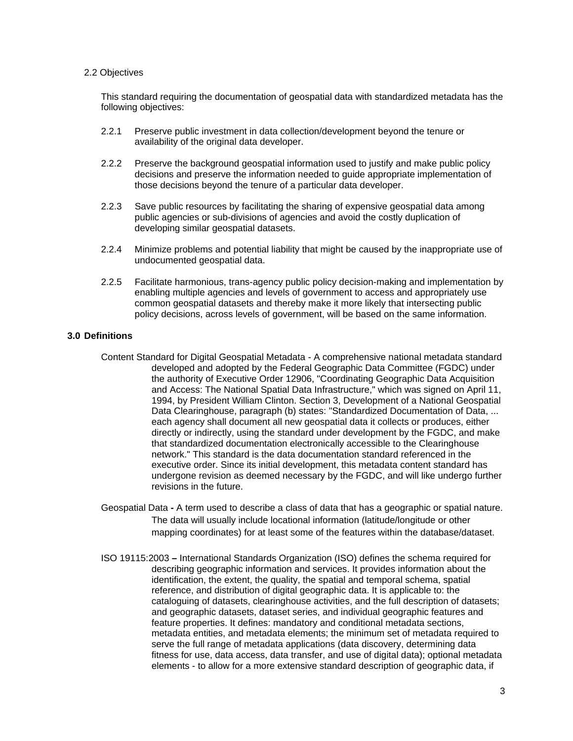### 2.2 Objectives

This standard requiring the documentation of geospatial data with standardized metadata has the following objectives:

2.2.1 Preserve public investment in data collection/development beyond the tenure or availability of the original data developer.

2.2.2 Preserve the background geospatial information used to justify and make public policy decisions and preserve the information needed to guide appropriate implementation of those decisions beyond the tenure of a particular data developer.

2.2.3 Save public resources by facilitating the sharing of expensive geospatial data among public agencies or sub-divisions of agencies and avoid the costly duplication of developing similar geospatial datasets.

2.2.4 Minimize problems and potential liability that might be caused by the inappropriate use of undocumented geospatial data.

2.2.5 Facilitate harmonious, trans-agency public policy decision-making and implementation by enabling multiple agencies and levels of government to access and appropriately use common geospatial datasets and thereby make it more likely that intersecting public policy decisions, across levels of government, will be based on the same information.

## 3.0 Definitions

Content Standard for Digital Geospatial Metadata - A comprehensive national metadata standard developed and adopted by the Federal Geographic Data Committee (FGDC) under the authority of Executive Order 12906, "Coordinating Geographic Data Acquisition and Access: The National Spatial Data Infrastructure," which was signed on April 11, 1994, by President William Clinton. Section 3, Development of a National Geospatial Data Clearinghouse, paragraph (b) states: "Standardized Documentation of Data, ... each agency shall document all new geospatial data it collects or produces, either directly or indirectly, using the standard under development by the FGDC, and make that standardized documentation electronically accessible to the Clearinghouse network." This standard is the data documentation standard referenced in the executive order. Since its initial development, this metadata content standard has undergone revision as deemed necessary by the FGDC, and will like undergo further revisions in the future.

Geospatial Data **-** A term used to describe a class of data that has a geographic or spatial nature. The data will usually include locational information (latitude/longitude or other mapping coordinates) for at least some of the features within the database/dataset.

ISO 19115:2003 **–** International Standards Organization (ISO) defines the schema required for describing geographic information and services. It provides information about the identification, the extent, the quality, the spatial and temporal schema, spatial reference, and distribution of digital geographic data. It is applicable to: the cataloguing of datasets, clearinghouse activities, and the full description of datasets; and geographic datasets, dataset series, and individual geographic features and feature properties. It defines: mandatory and conditional metadata sections, metadata entities, and metadata elements; the minimum set of metadata required to serve the full range of metadata applications (data discovery, determining data fitness for use, data access, data transfer, and use of digital data); optional metadata elements - to allow for a more extensive standard description of geographic data, if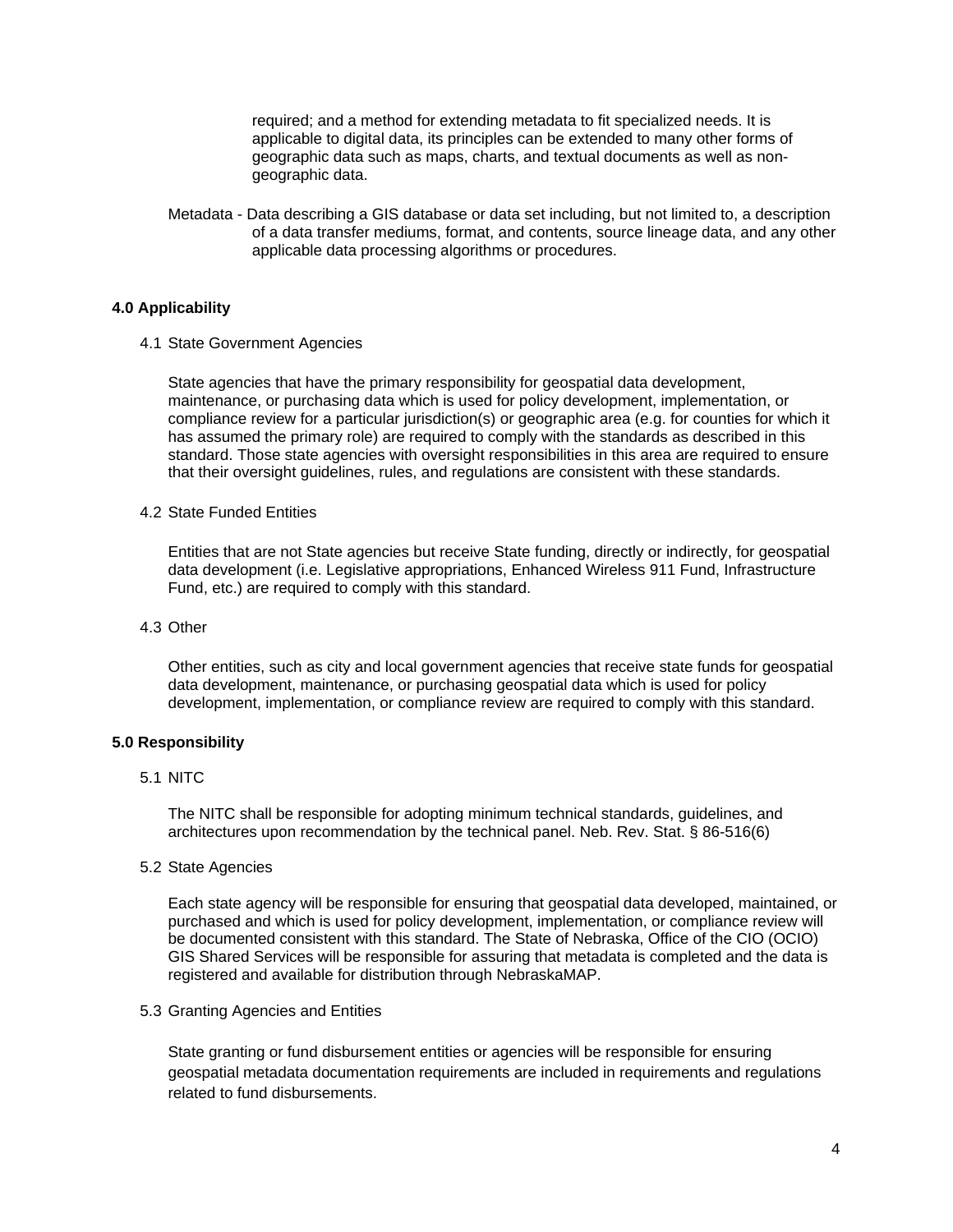required; and a method for extending metadata to fit specialized needs. It is applicable to digital data, its principles can be extended to many other forms of geographic data such as maps, charts, and textual documents as well as non-geographic data.

Metadata - Data describing a GIS database or data set including, but not limited to, a description of a data transfer mediums, format, and contents, source lineage data, and any other applicable data processing algorithms or procedures.

**4.0 Applicability**

4.1 State Government Agencies

State agencies that have the primary responsibility for geospatial data development, maintenance, or purchasing data which is used for policy development, implementation, or compliance review for a particular jurisdiction(s) or geographic area (e.g. for counties for which it has assumed the primary role) are required to comply with the standards as described in this standard. Those state agencies with oversight responsibilities in this area are required to ensure that their oversight guidelines, rules, and regulations are consistent with these standards.

4.2 State Funded Entities

Entities that are not State agencies but receive State funding, directly or indirectly, for geospatial data development (i.e. Legislative appropriations, Enhanced Wireless 911 Fund, Infrastructure Fund, etc.) are required to comply with this standard.

4.3 Other

Other entities, such as city and local government agencies that receive state funds for geospatial data development, maintenance, or purchasing geospatial data which is used for policy development, implementation, or compliance review are required to comply with this standard.

**5.0 Responsibility**

5.1 NITC

The NITC shall be responsible for adopting minimum technical standards, guidelines, and architectures upon recommendation by the technical panel. Neb. Rev. Stat. § 86-516(6)

5.2 State Agencies

Each state agency will be responsible for ensuring that geospatial data developed, maintained, or purchased and which is used for policy development, implementation, or compliance review will be documented consistent with this standard. The State of Nebraska, Office of the CIO (OCIO) GIS Shared Services will be responsible for assuring that metadata is completed and the data is registered and available for distribution through NebraskaMAP.

5.3 Granting Agencies and Entities

State granting or fund disbursement entities or agencies will be responsible for ensuring geospatial metadata documentation requirements are included in requirements and regulations related to fund disbursements.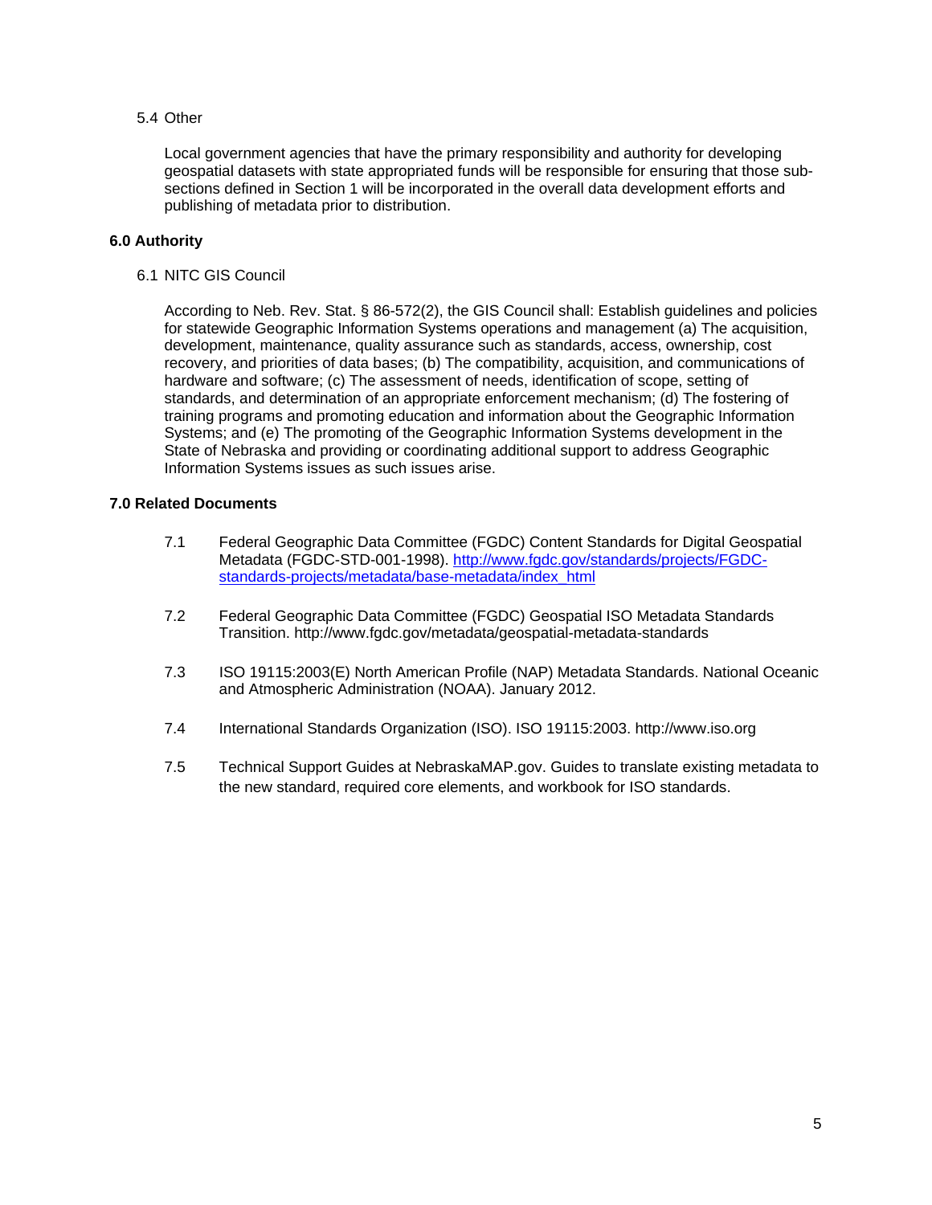### 5.4 Other

Local government agencies that have the primary responsibility and authority for developing geospatial datasets with state appropriated funds will be responsible for ensuring that those sub-sections defined in Section 1 will be incorporated in the overall data development efforts and publishing of metadata prior to distribution.

## 6.0 Authority

### 6.1 NITC GIS Council

According to Neb. Rev. Stat. § 86-572(2), the GIS Council shall: Establish guidelines and policies for statewide Geographic Information Systems operations and management (a) The acquisition, development, maintenance, quality assurance such as standards, access, ownership, cost recovery, and priorities of data bases; (b) The compatibility, acquisition, and communications of hardware and software; (c) The assessment of needs, identification of scope, setting of standards, and determination of an appropriate enforcement mechanism; (d) The fostering of training programs and promoting education and information about the Geographic Information Systems; and (e) The promoting of the Geographic Information Systems development in the State of Nebraska and providing or coordinating additional support to address Geographic Information Systems issues as such issues arise.

## 7.0 Related Documents

7.1 Federal Geographic Data Committee (FGDC) Content Standards for Digital Geospatial Metadata (FGDC-STD-001-1998). [http://www.fgdc.gov/standards/projects/FGDC-standards-projects/metadata/base-metadata/index_html](http://www.fgdc.gov/standards/projects/FGDC-standards-projects/metadata/base-metadata/index_html)

7.2 Federal Geographic Data Committee (FGDC) Geospatial ISO Metadata Standards Transition. http://www.fgdc.gov/metadata/geospatial-metadata-standards

7.3 ISO 19115:2003(E) North American Profile (NAP) Metadata Standards. National Oceanic and Atmospheric Administration (NOAA). January 2012.

7.4 International Standards Organization (ISO). ISO 19115:2003. http://www.iso.org

7.5 Technical Support Guides at NebraskaMAP.gov. Guides to translate existing metadata to the new standard, required core elements, and workbook for ISO standards.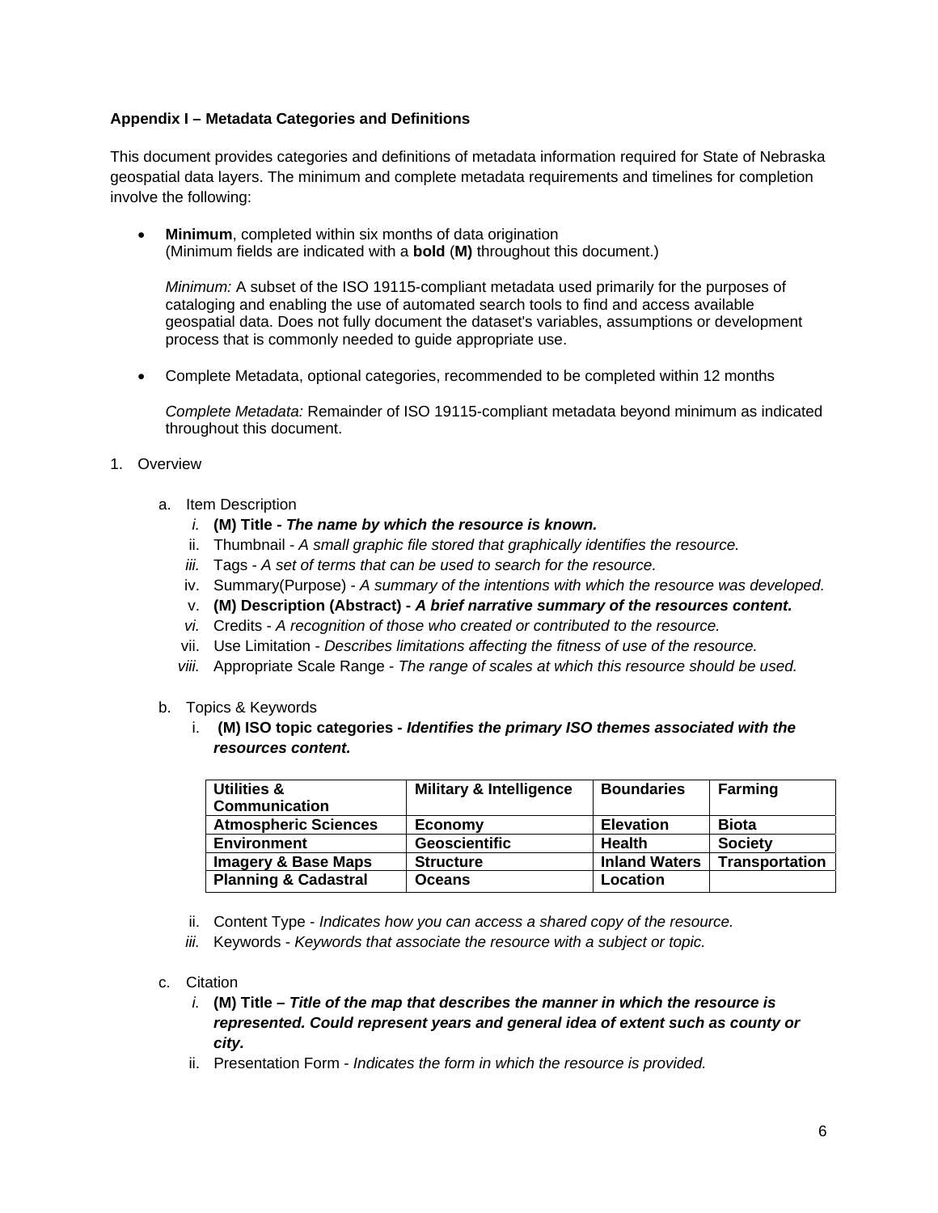**Appendix I – Metadata Categories and Definitions**

This document provides categories and definitions of metadata information required for State of Nebraska geospatial data layers. The minimum and complete metadata requirements and timelines for completion involve the following:

- **Minimum**, completed within six months of data origination
  (Minimum fields are indicated with a **bold** (**M)** throughout this document.)

  *Minimum:* A subset of the ISO 19115-compliant metadata used primarily for the purposes of cataloging and enabling the use of automated search tools to find and access available geospatial data. Does not fully document the dataset's variables, assumptions or development process that is commonly needed to guide appropriate use.

- Complete Metadata, optional categories, recommended to be completed within 12 months

  *Complete Metadata:* Remainder of ISO 19115-compliant metadata beyond minimum as indicated throughout this document.

1. Overview

   a. Item Description
      i. **(M) Title -** ***The name by which the resource is known.***
      ii. Thumbnail - *A small graphic file stored that graphically identifies the resource.*
      iii. Tags - *A set of terms that can be used to search for the resource.*
      iv. Summary(Purpose) - *A summary of the intentions with which the resource was developed.*
      v. **(M) Description (Abstract) -** ***A brief narrative summary of the resources content.***
      vi. Credits - *A recognition of those who created or contributed to the resource.*
      vii. Use Limitation - *Describes limitations affecting the fitness of use of the resource.*
      viii. Appropriate Scale Range - *The range of scales at which this resource should be used.*

   b. Topics & Keywords
      i. **(M) ISO topic categories -** ***Identifies the primary ISO themes associated with the resources content.***

| **Utilities & Communication** | **Military & Intelligence** | **Boundaries** | **Farming** |
|---|---|---|---|
| **Atmospheric Sciences** | **Economy** | **Elevation** | **Biota** |
| **Environment** | **Geoscientific** | **Health** | **Society** |
| **Imagery & Base Maps** | **Structure** | **Inland Waters** | **Transportation** |
| **Planning & Cadastral** | **Oceans** | **Location** | |

      ii. Content Type - *Indicates how you can access a shared copy of the resource.*
      iii. Keywords - *Keywords that associate the resource with a subject or topic.*

   c. Citation
      i. **(M) Title –** ***Title of the map that describes the manner in which the resource is represented. Could represent years and general idea of extent such as county or city.***
      ii. Presentation Form - *Indicates the form in which the resource is provided.*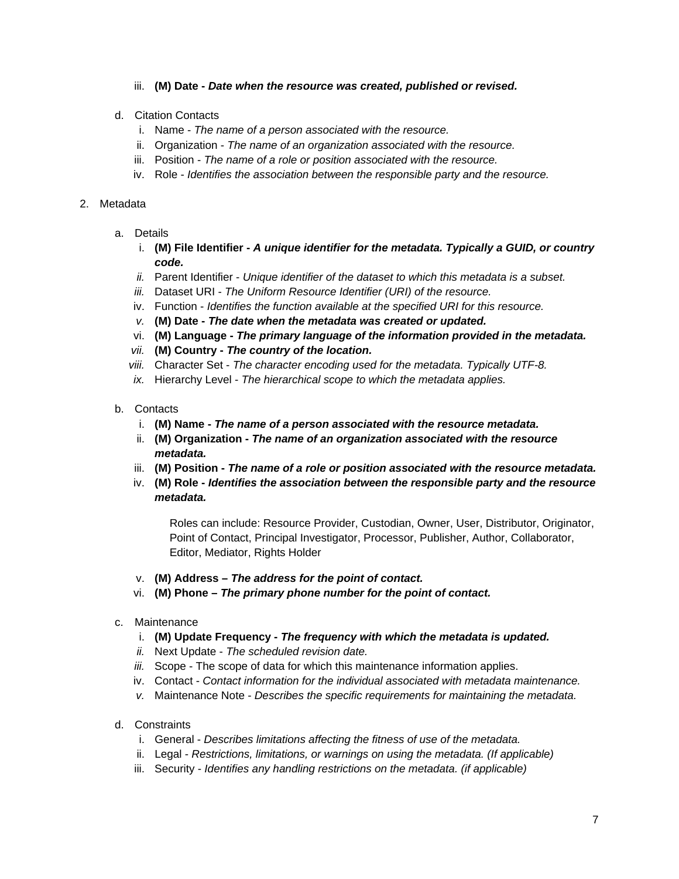iii. **(M) Date -** ***Date when the resource was created, published or revised.***

d. Citation Contacts
   i. Name - *The name of a person associated with the resource.*
   ii. Organization - *The name of an organization associated with the resource.*
   iii. Position - *The name of a role or position associated with the resource.*
   iv. Role - *Identifies the association between the responsible party and the resource.*

2. Metadata

   a. Details
      i. **(M) File Identifier -** ***A unique identifier for the metadata. Typically a GUID, or country code.***
      ii. Parent Identifier - *Unique identifier of the dataset to which this metadata is a subset.*
      iii. Dataset URI - *The Uniform Resource Identifier (URI) of the resource.*
      iv. Function - *Identifies the function available at the specified URI for this resource.*
      v. **(M) Date -** ***The date when the metadata was created or updated.***
      vi. **(M) Language -** ***The primary language of the information provided in the metadata.***
      vii. **(M) Country -** ***The country of the location.***
      viii. Character Set - *The character encoding used for the metadata. Typically UTF-8.*
      ix. Hierarchy Level - *The hierarchical scope to which the metadata applies.*

   b. Contacts
      i. **(M) Name -** ***The name of a person associated with the resource metadata.***
      ii. **(M) Organization -** ***The name of an organization associated with the resource metadata.***
      iii. **(M) Position -** ***The name of a role or position associated with the resource metadata.***
      iv. **(M) Role -** ***Identifies the association between the responsible party and the resource metadata.***

         Roles can include: Resource Provider, Custodian, Owner, User, Distributor, Originator, Point of Contact, Principal Investigator, Processor, Publisher, Author, Collaborator, Editor, Mediator, Rights Holder

      v. **(M) Address –** ***The address for the point of contact.***
      vi. **(M) Phone –** ***The primary phone number for the point of contact.***

   c. Maintenance
      i. **(M) Update Frequency -** ***The frequency with which the metadata is updated.***
      ii. Next Update - *The scheduled revision date.*
      iii. Scope - The scope of data for which this maintenance information applies.
      iv. Contact - *Contact information for the individual associated with metadata maintenance.*
      v. Maintenance Note - *Describes the specific requirements for maintaining the metadata.*

   d. Constraints
      i. General - *Describes limitations affecting the fitness of use of the metadata.*
      ii. Legal - *Restrictions, limitations, or warnings on using the metadata. (If applicable)*
      iii. Security - *Identifies any handling restrictions on the metadata. (if applicable)*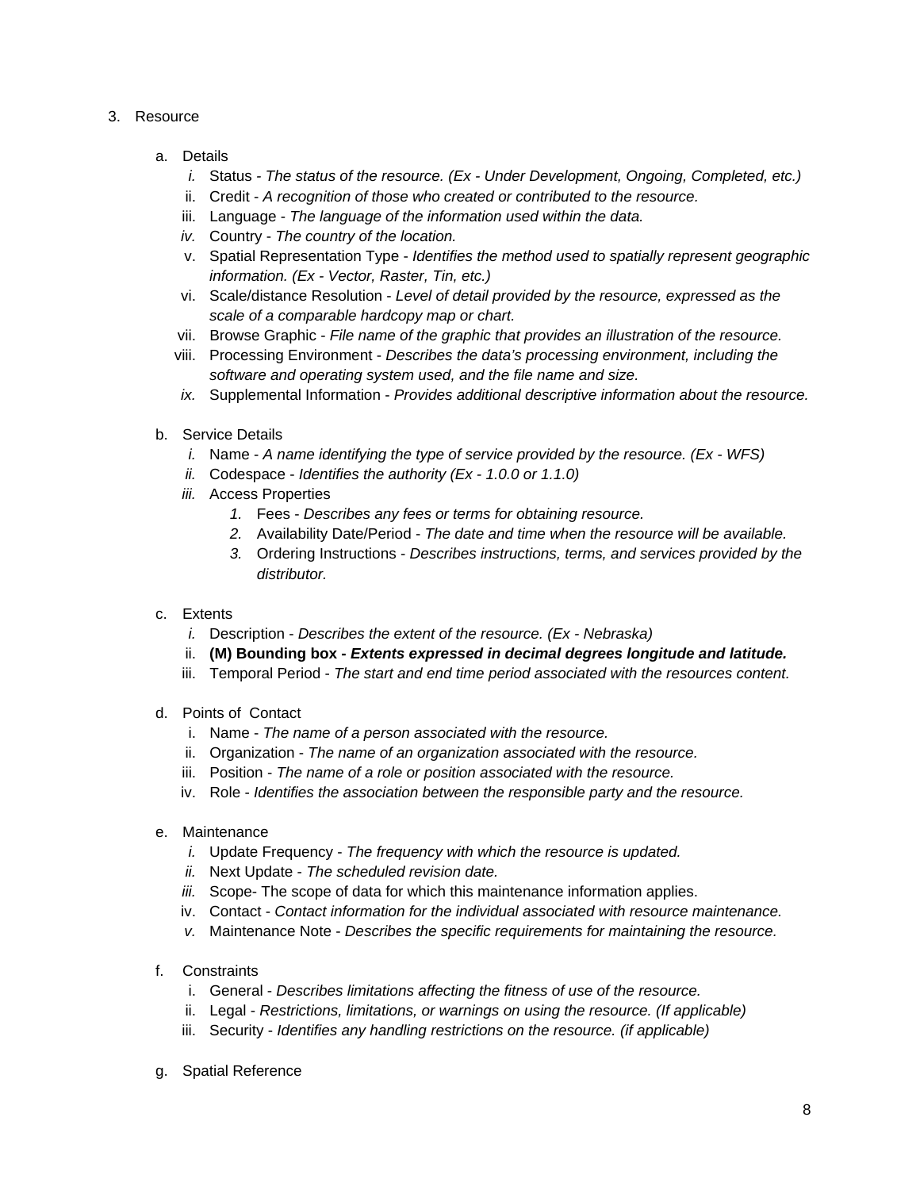3. Resource

   a. Details
      - i. Status - *The status of the resource. (Ex - Under Development, Ongoing, Completed, etc.)*
      - ii. Credit - *A recognition of those who created or contributed to the resource.*
      - iii. Language - *The language of the information used within the data.*
      - iv. Country - *The country of the location.*
      - v. Spatial Representation Type - *Identifies the method used to spatially represent geographic information. (Ex - Vector, Raster, Tin, etc.)*
      - vi. Scale/distance Resolution - *Level of detail provided by the resource, expressed as the scale of a comparable hardcopy map or chart.*
      - vii. Browse Graphic - *File name of the graphic that provides an illustration of the resource.*
      - viii. Processing Environment - *Describes the data's processing environment, including the software and operating system used, and the file name and size.*
      - ix. Supplemental Information - *Provides additional descriptive information about the resource.*

   b. Service Details
      - i. Name - *A name identifying the type of service provided by the resource. (Ex - WFS)*
      - ii. Codespace - *Identifies the authority (Ex - 1.0.0 or 1.1.0)*
      - iii. Access Properties
        1. Fees - *Describes any fees or terms for obtaining resource.*
        2. Availability Date/Period - *The date and time when the resource will be available.*
        3. Ordering Instructions - *Describes instructions, terms, and services provided by the distributor.*

   c. Extents
      - i. Description - *Describes the extent of the resource. (Ex - Nebraska)*
      - ii. **(M) Bounding box -** ***Extents expressed in decimal degrees longitude and latitude.***
      - iii. Temporal Period - *The start and end time period associated with the resources content.*

   d. Points of Contact
      - i. Name - *The name of a person associated with the resource.*
      - ii. Organization - *The name of an organization associated with the resource.*
      - iii. Position - *The name of a role or position associated with the resource.*
      - iv. Role - *Identifies the association between the responsible party and the resource.*

   e. Maintenance
      - i. Update Frequency - *The frequency with which the resource is updated.*
      - ii. Next Update - *The scheduled revision date.*
      - iii. Scope- The scope of data for which this maintenance information applies.
      - iv. Contact - *Contact information for the individual associated with resource maintenance.*
      - v. Maintenance Note - *Describes the specific requirements for maintaining the resource.*

   f. Constraints
      - i. General - *Describes limitations affecting the fitness of use of the resource.*
      - ii. Legal - *Restrictions, limitations, or warnings on using the resource. (If applicable)*
      - iii. Security - *Identifies any handling restrictions on the resource. (if applicable)*

   g. Spatial Reference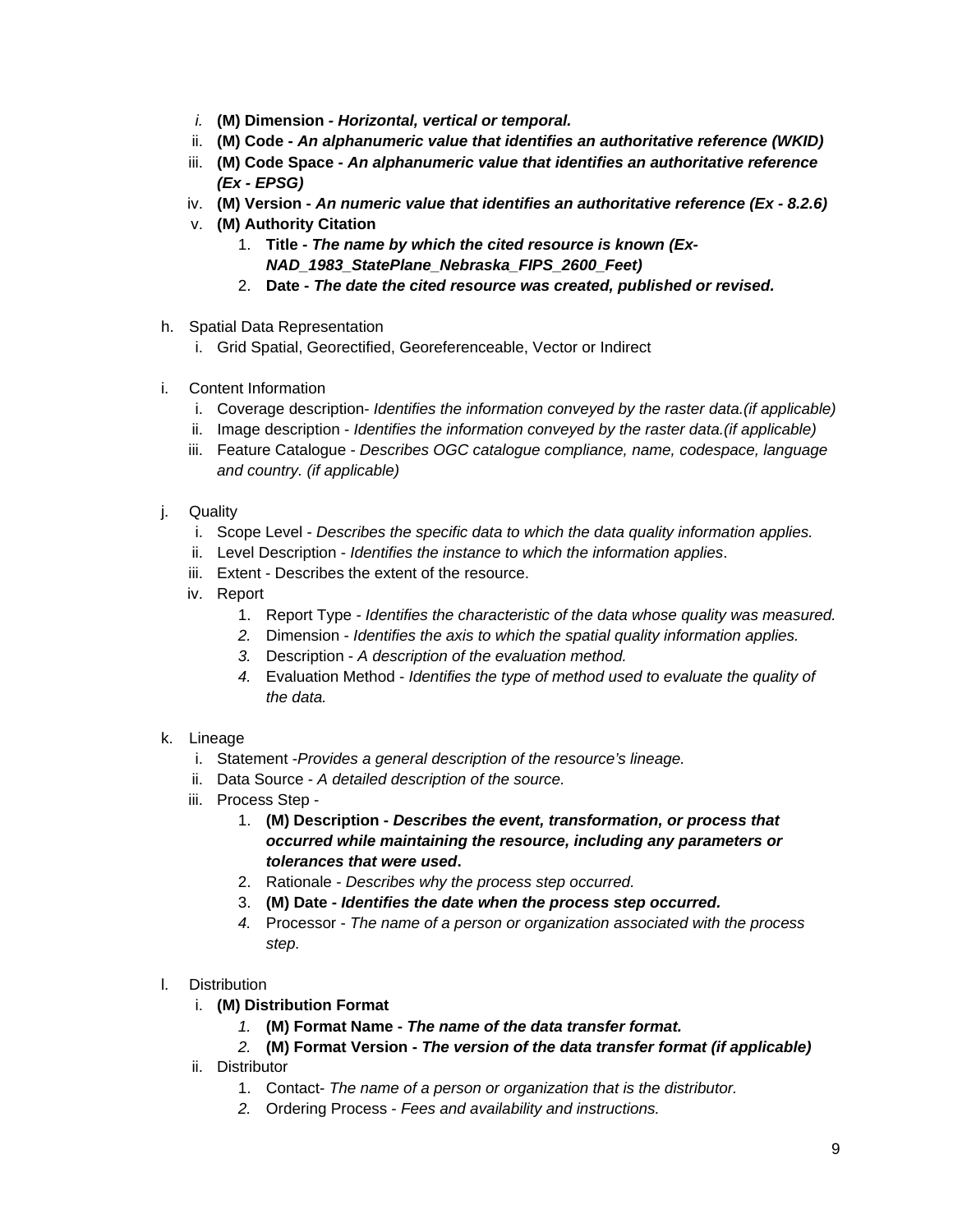i. **(M) Dimension -** ***Horizontal, vertical or temporal.***
   ii. **(M) Code -** ***An alphanumeric value that identifies an authoritative reference (WKID)***
   iii. **(M) Code Space -** ***An alphanumeric value that identifies an authoritative reference (Ex - EPSG)***
   iv. **(M) Version -** ***An numeric value that identifies an authoritative reference (Ex - 8.2.6)***
   v. **(M) Authority Citation**
      1. **Title -** ***The name by which the cited resource is known (Ex- NAD_1983_StatePlane_Nebraska_FIPS_2600_Feet)***
      2. **Date -** ***The date the cited resource was created, published or revised.***

h. Spatial Data Representation
   i. Grid Spatial, Georectified, Georeferenceable, Vector or Indirect

i. Content Information
   i. Coverage description- *Identifies the information conveyed by the raster data.(if applicable)*
   ii. Image description - *Identifies the information conveyed by the raster data.(if applicable)*
   iii. Feature Catalogue - *Describes OGC catalogue compliance, name, codespace, language and country. (if applicable)*

j. Quality
   i. Scope Level - *Describes the specific data to which the data quality information applies.*
   ii. Level Description - *Identifies the instance to which the information applies*.
   iii. Extent - Describes the extent of the resource.
   iv. Report
      1. Report Type - *Identifies the characteristic of the data whose quality was measured.*
      2. Dimension - *Identifies the axis to which the spatial quality information applies.*
      3. Description - *A description of the evaluation method.*
      4. Evaluation Method - *Identifies the type of method used to evaluate the quality of the data.*

k. Lineage
   i. Statement -*Provides a general description of the resource's lineage.*
   ii. Data Source - *A detailed description of the source.*
   iii. Process Step -
      1. **(M) Description -** ***Describes the event, transformation, or process that occurred while maintaining the resource, including any parameters or tolerances that were used*.**
      2. Rationale - *Describes why the process step occurred.*
      3. **(M) Date -** ***Identifies the date when the process step occurred.***
      4. Processor - *The name of a person or organization associated with the process step.*

l. Distribution
   i. **(M) Distribution Format**
      1. **(M) Format Name -** ***The name of the data transfer format.***
      2. **(M) Format Version -** ***The version of the data transfer format (if applicable)***
   ii. Distributor
      1. Contact- *The name of a person or organization that is the distributor.*
      2. Ordering Process - *Fees and availability and instructions.*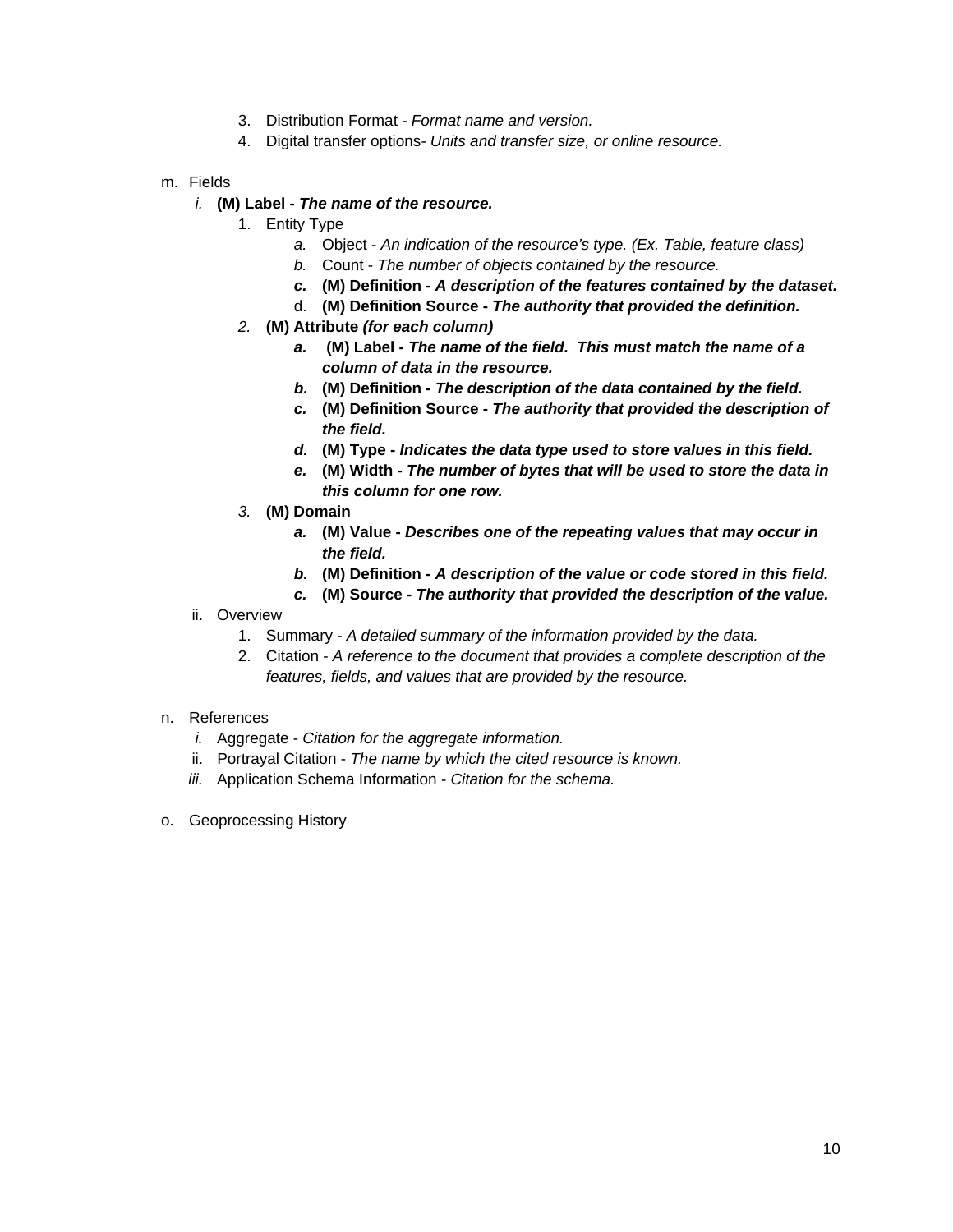3. Distribution Format - *Format name and version.*
4. Digital transfer options- *Units and transfer size, or online resource.*

m. Fields
   - *i.* **(M) Label -** ***The name of the resource.***
     1. Entity Type
        - *a.* Object - *An indication of the resource's type. (Ex. Table, feature class)*
        - *b.* Count - *The number of objects contained by the resource.*
        - ***c.*** **(M) Definition -** ***A description of the features contained by the dataset.***
        - d. **(M) Definition Source -** ***The authority that provided the definition.***
     2. **(M) Attribute** ***(for each column)***
        - ***a.*** **(M) Label -** ***The name of the field. This must match the name of a column of data in the resource.***
        - ***b.*** **(M) Definition -** ***The description of the data contained by the field.***
        - ***c.*** **(M) Definition Source -** ***The authority that provided the description of the field.***
        - ***d.*** **(M) Type -** ***Indicates the data type used to store values in this field.***
        - ***e.*** **(M) Width -** ***The number of bytes that will be used to store the data in this column for one row.***
     3. **(M) Domain**
        - ***a.*** **(M) Value -** ***Describes one of the repeating values that may occur in the field.***
        - ***b.*** **(M) Definition -** ***A description of the value or code stored in this field.***
        - ***c.*** **(M) Source -** ***The authority that provided the description of the value.***
   - ii. Overview
     1. Summary - *A detailed summary of the information provided by the data.*
     2. Citation - *A reference to the document that provides a complete description of the features, fields, and values that are provided by the resource.*

n. References
   - *i.* Aggregate - *Citation for the aggregate information.*
   - ii. Portrayal Citation - *The name by which the cited resource is known.*
   - *iii.* Application Schema Information - *Citation for the schema.*

o. Geoprocessing History